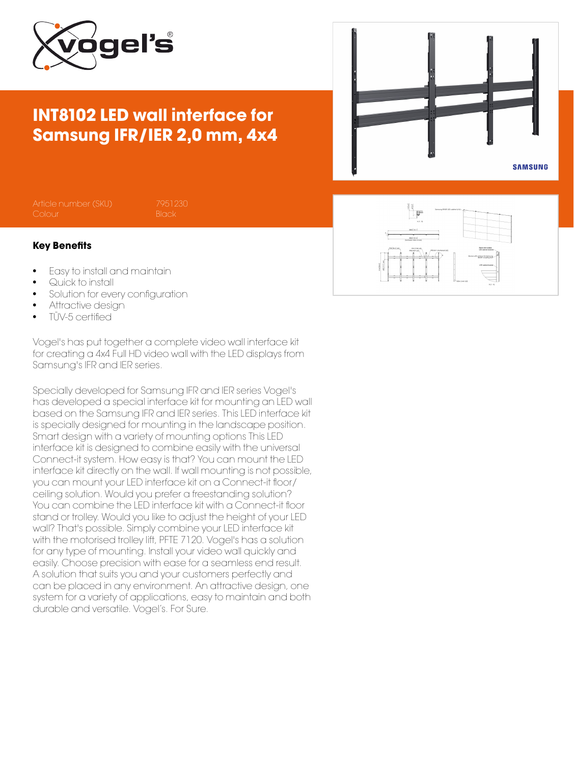# INT8102 LED wall interface for Samsung IFR/IER 2,0 mm, 4x4

| | |
|---|---|
| Article number (SKU) | 7951230 |
| Colour | Black |

### Key Benefits

- Easy to install and maintain
- Quick to install
- Solution for every configuration
- Attractive design
- TÜV-5 certified

Vogel's has put together a complete video wall interface kit for creating a 4x4 Full HD video wall with the LED displays from Samsung's IFR and IER series.

Specially developed for Samsung IFR and IER series Vogel's has developed a special interface kit for mounting an LED wall based on the Samsung IFR and IER series. This LED interface kit is specially designed for mounting in the landscape position. Smart design with a variety of mounting options This LED interface kit is designed to combine easily with the universal Connect-it system. How easy is that? You can mount the LED interface kit directly on the wall. If wall mounting is not possible, you can mount your LED interface kit on a Connect-it floor/ ceiling solution. Would you prefer a freestanding solution? You can combine the LED interface kit with a Connect-it floor stand or trolley. Would you like to adjust the height of your LED wall? That's possible. Simply combine your LED interface kit with the motorised trolley lift, PFTE 7120. Vogel's has a solution for any type of mounting. Install your video wall quickly and easily. Choose precision with ease for a seamless end result. A solution that suits you and your customers perfectly and can be placed in any environment. An attractive design, one system for a variety of applications, easy to maintain and both durable and versatile. Vogel's. For Sure.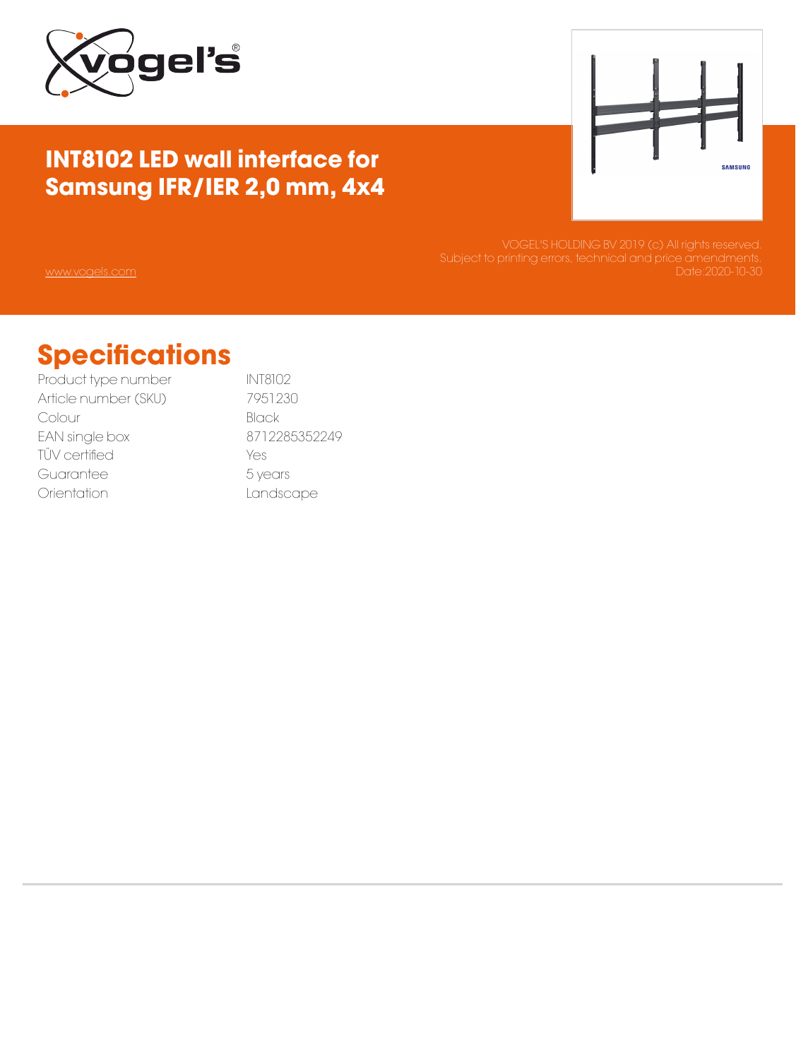# INT8102 LED wall interface for Samsung IFR/IER 2,0 mm, 4x4

www.vogels.com

VOGEL'S HOLDING BV 2019 (c) All rights reserved.
Subject to printing errors, technical and price amendments.
Date:2020-10-30

## Specifications

| | |
|---|---|
| Product type number | INT8102 |
| Article number (SKU) | 7951230 |
| Colour | Black |
| EAN single box | 8712285352249 |
| TÜV certified | Yes |
| Guarantee | 5 years |
| Orientation | Landscape |